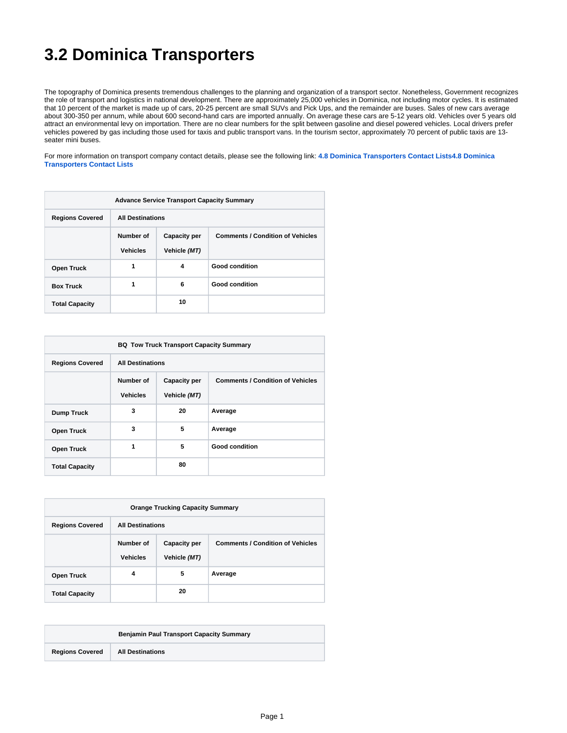# 3.2 Dominica Transporters

The topography of Dominica presents tremendous challenges to the planning and organization of a transport sector. Nonetheless, Government recognizes the role of transport and logistics in national development. There are approximately 25,000 vehicles in Dominica, not including motor cycles. It is estimated that 10 percent of the market is made up of cars, 20-25 percent are small SUVs and Pick Ups, and the remainder are buses. Sales of new cars average about 300-350 per annum, while about 600 second-hand cars are imported annually. On average these cars are 5-12 years old. Vehicles over 5 years old attract an environmental levy on importation. There are no clear numbers for the split between gasoline and diesel powered vehicles. Local drivers prefer vehicles powered by gas including those used for taxis and public transport vans. In the tourism sector, approximately 70 percent of public taxis are 13-seater mini buses.

For more information on transport company contact details, please see the following link: **4.8 Dominica Transporters Contact Lists4.8 Dominica Transporters Contact Lists**

| Advance Service Transport Capacity Summary | | | |
|---|---|---|---|
| **Regions Covered** | **All Destinations** | | |
| | **Number of Vehicles** | **Capacity per Vehicle *(MT)*** | **Comments / Condition of Vehicles** |
| **Open Truck** | 1 | 4 | Good condition |
| **Box Truck** | 1 | 6 | Good condition |
| **Total Capacity** | | 10 | |

| BQ Tow Truck Transport Capacity Summary | | | |
|---|---|---|---|
| **Regions Covered** | **All Destinations** | | |
| | **Number of Vehicles** | **Capacity per Vehicle *(MT)*** | **Comments / Condition of Vehicles** |
| **Dump Truck** | 3 | 20 | Average |
| **Open Truck** | 3 | 5 | Average |
| **Open Truck** | 1 | 5 | Good condition |
| **Total Capacity** | | 80 | |

| Orange Trucking Capacity Summary | | | |
|---|---|---|---|
| **Regions Covered** | **All Destinations** | | |
| | **Number of Vehicles** | **Capacity per Vehicle *(MT)*** | **Comments / Condition of Vehicles** |
| **Open Truck** | 4 | 5 | Average |
| **Total Capacity** | | 20 | |

| Benjamin Paul Transport Capacity Summary | |
|---|---|
| **Regions Covered** | **All Destinations** |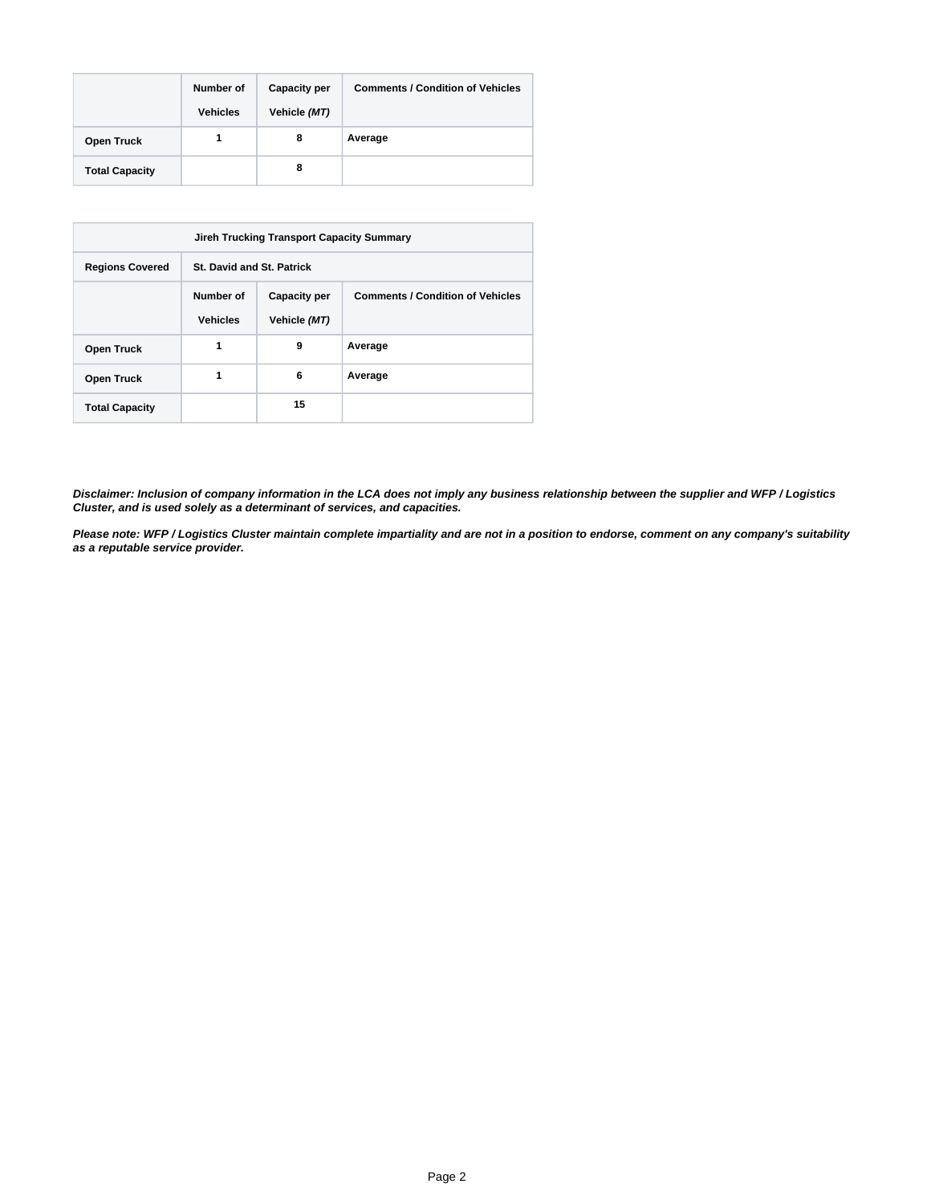| | Number of Vehicles | Capacity per Vehicle *(MT)* | Comments / Condition of Vehicles |
|---|---|---|---|
| **Open Truck** | 1 | 8 | Average |
| **Total Capacity** | | 8 | |

| Jireh Trucking Transport Capacity Summary | | | |
|---|---|---|---|
| **Regions Covered** | St. David and St. Patrick | | |
| | Number of Vehicles | Capacity per Vehicle *(MT)* | Comments / Condition of Vehicles |
| **Open Truck** | 1 | 9 | Average |
| **Open Truck** | 1 | 6 | Average |
| **Total Capacity** | | 15 | |

***Disclaimer: Inclusion of company information in the LCA does not imply any business relationship between the supplier and WFP / Logistics Cluster, and is used solely as a determinant of services, and capacities.***

***Please note: WFP / Logistics Cluster maintain complete impartiality and are not in a position to endorse, comment on any company's suitability as a reputable service provider.***